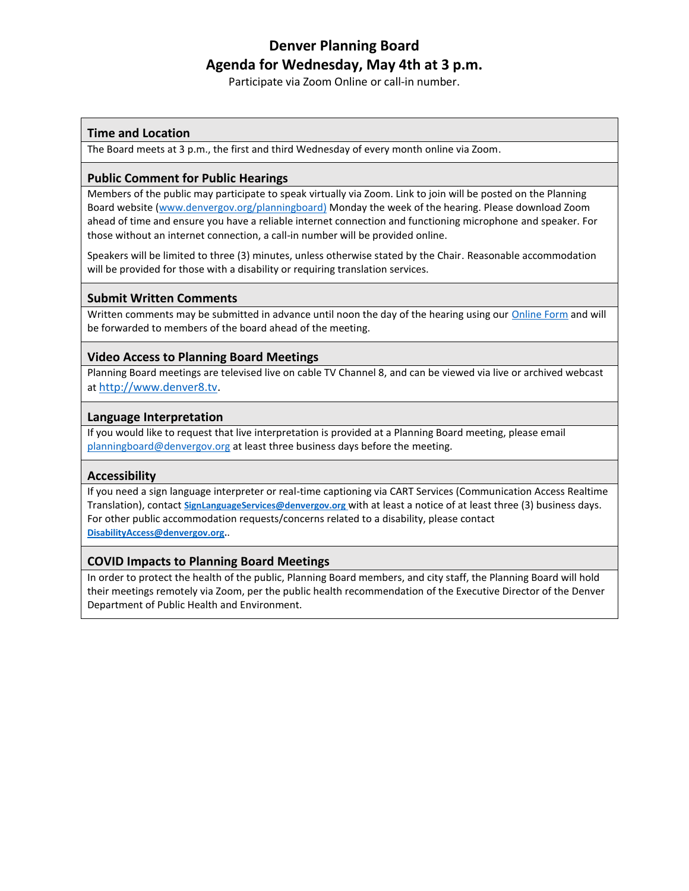# Denver Planning Board

## Agenda for Wednesday, May 4th at 3 p.m.

Participate via Zoom Online or call-in number.

### Time and Location

The Board meets at 3 p.m., the first and third Wednesday of every month online via Zoom.

### Public Comment for Public Hearings

Members of the public may participate to speak virtually via Zoom. Link to join will be posted on the Planning Board website (www.denvergov.org/planningboard) Monday the week of the hearing. Please download Zoom ahead of time and ensure you have a reliable internet connection and functioning microphone and speaker. For those without an internet connection, a call-in number will be provided online.

Speakers will be limited to three (3) minutes, unless otherwise stated by the Chair. Reasonable accommodation will be provided for those with a disability or requiring translation services.

### Submit Written Comments

Written comments may be submitted in advance until noon the day of the hearing using our Online Form and will be forwarded to members of the board ahead of the meeting.

### Video Access to Planning Board Meetings

Planning Board meetings are televised live on cable TV Channel 8, and can be viewed via live or archived webcast at http://www.denver8.tv.

### Language Interpretation

If you would like to request that live interpretation is provided at a Planning Board meeting, please email planningboard@denvergov.org at least three business days before the meeting.

### Accessibility

If you need a sign language interpreter or real-time captioning via CART Services (Communication Access Realtime Translation), contact **SignLanguageServices@denvergov.org** with at least a notice of at least three (3) business days. For other public accommodation requests/concerns related to a disability, please contact **DisabilityAccess@denvergov.org**..

### COVID Impacts to Planning Board Meetings

In order to protect the health of the public, Planning Board members, and city staff, the Planning Board will hold their meetings remotely via Zoom, per the public health recommendation of the Executive Director of the Denver Department of Public Health and Environment.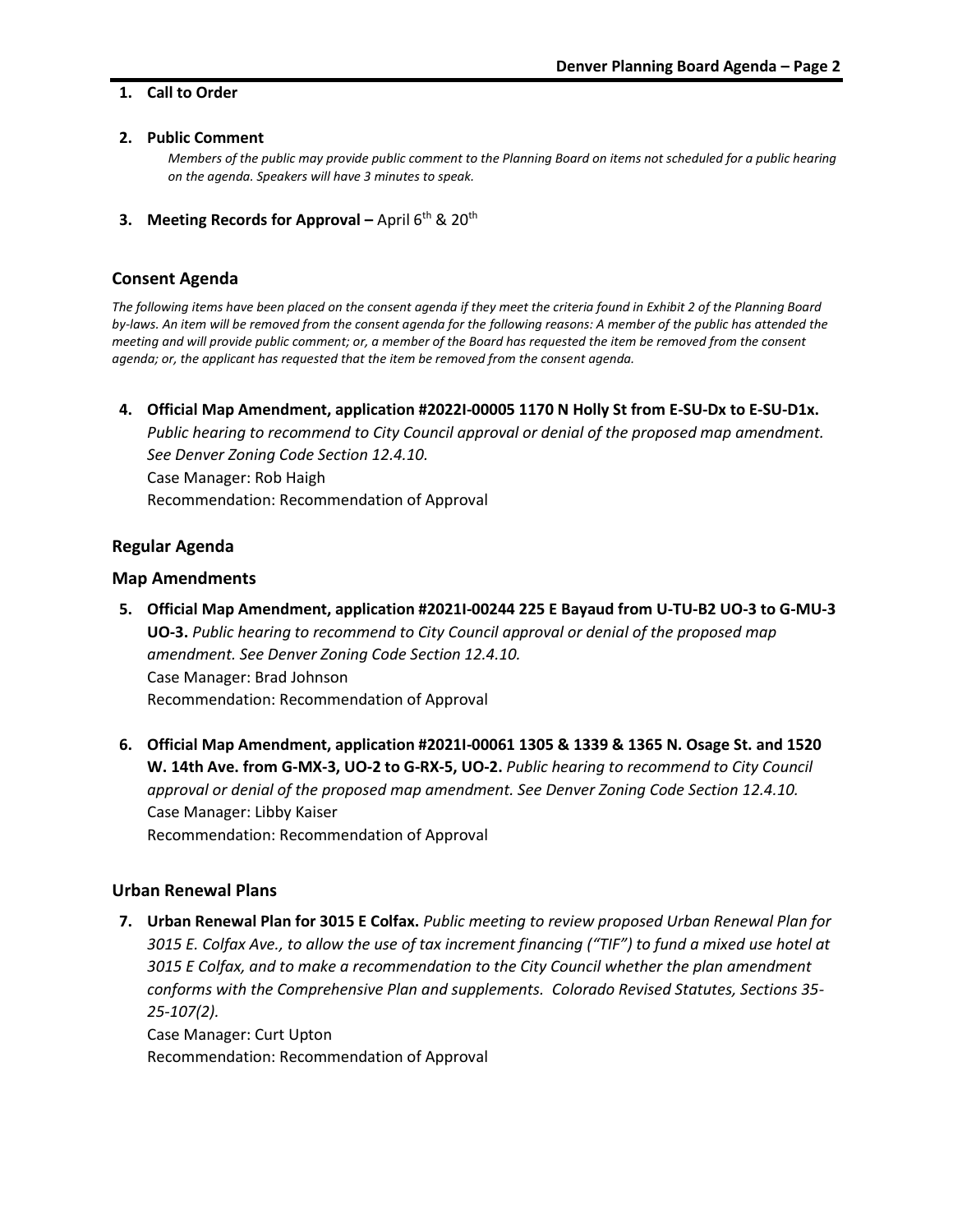1. **Call to Order**

2. **Public Comment**

   *Members of the public may provide public comment to the Planning Board on items not scheduled for a public hearing on the agenda. Speakers will have 3 minutes to speak.*

3. **Meeting Records for Approval –** April 6th & 20th

## Consent Agenda

*The following items have been placed on the consent agenda if they meet the criteria found in Exhibit 2 of the Planning Board by-laws. An item will be removed from the consent agenda for the following reasons: A member of the public has attended the meeting and will provide public comment; or, a member of the Board has requested the item be removed from the consent agenda; or, the applicant has requested that the item be removed from the consent agenda.*

4. **Official Map Amendment, application #2022I-00005 1170 N Holly St from E-SU-Dx to E-SU-D1x.** *Public hearing to recommend to City Council approval or denial of the proposed map amendment. See Denver Zoning Code Section 12.4.10.*
   Case Manager: Rob Haigh
   Recommendation: Recommendation of Approval

## Regular Agenda

### Map Amendments

5. **Official Map Amendment, application #2021I-00244 225 E Bayaud from U-TU-B2 UO-3 to G-MU-3 UO-3.** *Public hearing to recommend to City Council approval or denial of the proposed map amendment. See Denver Zoning Code Section 12.4.10.*
   Case Manager: Brad Johnson
   Recommendation: Recommendation of Approval

6. **Official Map Amendment, application #2021I-00061 1305 & 1339 & 1365 N. Osage St. and 1520 W. 14th Ave. from G-MX-3, UO-2 to G-RX-5, UO-2.** *Public hearing to recommend to City Council approval or denial of the proposed map amendment. See Denver Zoning Code Section 12.4.10.*
   Case Manager: Libby Kaiser
   Recommendation: Recommendation of Approval

### Urban Renewal Plans

7. **Urban Renewal Plan for 3015 E Colfax.** *Public meeting to review proposed Urban Renewal Plan for 3015 E. Colfax Ave., to allow the use of tax increment financing ("TIF") to fund a mixed use hotel at 3015 E Colfax, and to make a recommendation to the City Council whether the plan amendment conforms with the Comprehensive Plan and supplements. Colorado Revised Statutes, Sections 35-25-107(2).*
   Case Manager: Curt Upton
   Recommendation: Recommendation of Approval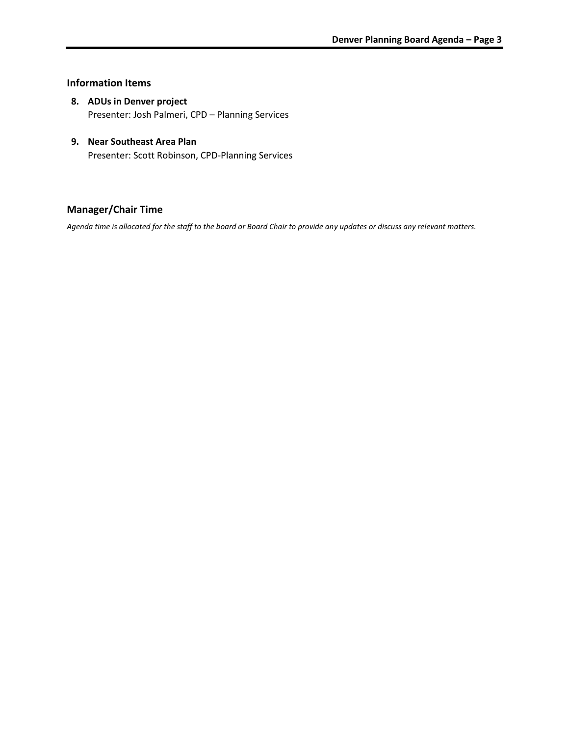## Information Items

8. **ADUs in Denver project**
   Presenter: Josh Palmeri, CPD – Planning Services

9. **Near Southeast Area Plan**
   Presenter: Scott Robinson, CPD-Planning Services

## Manager/Chair Time

*Agenda time is allocated for the staff to the board or Board Chair to provide any updates or discuss any relevant matters.*